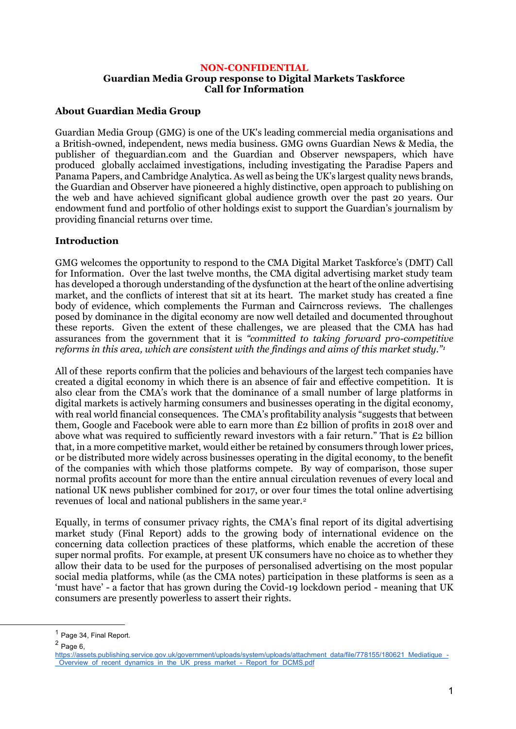**NON-CONFIDENTIAL**

# Guardian Media Group response to Digital Markets Taskforce Call for Information

## About Guardian Media Group

Guardian Media Group (GMG) is one of the UK's leading commercial media organisations and a British-owned, independent, news media business. GMG owns Guardian News & Media, the publisher of theguardian.com and the Guardian and Observer newspapers, which have produced globally acclaimed investigations, including investigating the Paradise Papers and Panama Papers, and Cambridge Analytica. As well as being the UK's largest quality news brands, the Guardian and Observer have pioneered a highly distinctive, open approach to publishing on the web and have achieved significant global audience growth over the past 20 years. Our endowment fund and portfolio of other holdings exist to support the Guardian's journalism by providing financial returns over time.

## Introduction

GMG welcomes the opportunity to respond to the CMA Digital Market Taskforce's (DMT) Call for Information. Over the last twelve months, the CMA digital advertising market study team has developed a thorough understanding of the dysfunction at the heart of the online advertising market, and the conflicts of interest that sit at its heart. The market study has created a fine body of evidence, which complements the Furman and Cairncross reviews. The challenges posed by dominance in the digital economy are now well detailed and documented throughout these reports. Given the extent of these challenges, we are pleased that the CMA has had assurances from the government that it is *"committed to taking forward pro-competitive reforms in this area, which are consistent with the findings and aims of this market study."*[1]

All of these reports confirm that the policies and behaviours of the largest tech companies have created a digital economy in which there is an absence of fair and effective competition. It is also clear from the CMA's work that the dominance of a small number of large platforms in digital markets is actively harming consumers and businesses operating in the digital economy, with real world financial consequences. The CMA's profitability analysis "suggests that between them, Google and Facebook were able to earn more than £2 billion of profits in 2018 over and above what was required to sufficiently reward investors with a fair return." That is £2 billion that, in a more competitive market, would either be retained by consumers through lower prices, or be distributed more widely across businesses operating in the digital economy, to the benefit of the companies with which those platforms compete. By way of comparison, those super normal profits account for more than the entire annual circulation revenues of every local and national UK news publisher combined for 2017, or over four times the total online advertising revenues of local and national publishers in the same year.[2]

Equally, in terms of consumer privacy rights, the CMA's final report of its digital advertising market study (Final Report) adds to the growing body of international evidence on the concerning data collection practices of these platforms, which enable the accretion of these super normal profits. For example, at present UK consumers have no choice as to whether they allow their data to be used for the purposes of personalised advertising on the most popular social media platforms, while (as the CMA notes) participation in these platforms is seen as a 'must have' - a factor that has grown during the Covid-19 lockdown period - meaning that UK consumers are presently powerless to assert their rights.

---

[1] Page 34, Final Report.

[2] Page 6, https://assets.publishing.service.gov.uk/government/uploads/system/uploads/attachment_data/file/778155/180621_Mediatique_-_Overview_of_recent_dynamics_in_the_UK_press_market_-_Report_for_DCMS.pdf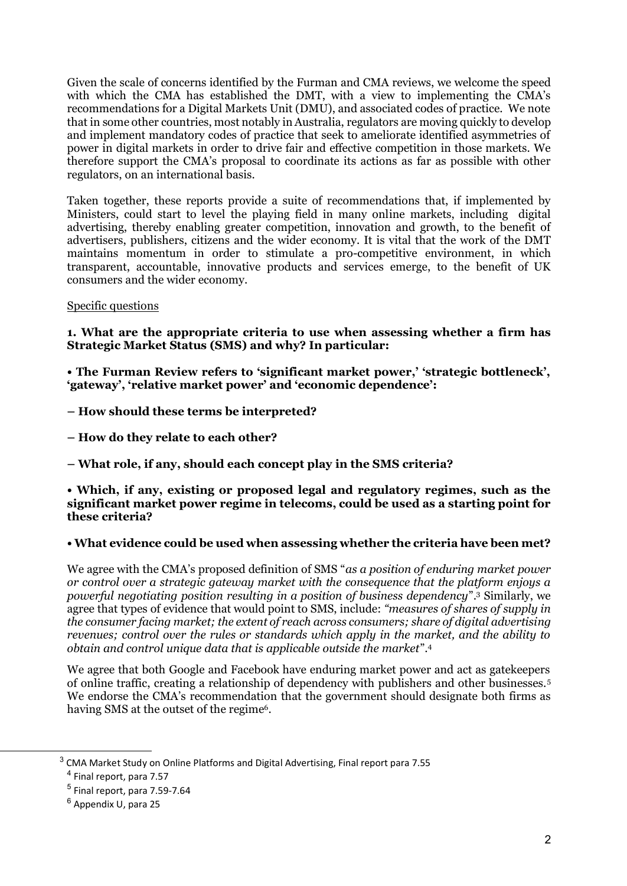Given the scale of concerns identified by the Furman and CMA reviews, we welcome the speed with which the CMA has established the DMT, with a view to implementing the CMA's recommendations for a Digital Markets Unit (DMU), and associated codes of practice. We note that in some other countries, most notably in Australia, regulators are moving quickly to develop and implement mandatory codes of practice that seek to ameliorate identified asymmetries of power in digital markets in order to drive fair and effective competition in those markets. We therefore support the CMA's proposal to coordinate its actions as far as possible with other regulators, on an international basis.

Taken together, these reports provide a suite of recommendations that, if implemented by Ministers, could start to level the playing field in many online markets, including digital advertising, thereby enabling greater competition, innovation and growth, to the benefit of advertisers, publishers, citizens and the wider economy. It is vital that the work of the DMT maintains momentum in order to stimulate a pro-competitive environment, in which transparent, accountable, innovative products and services emerge, to the benefit of UK consumers and the wider economy.

Specific questions

**1. What are the appropriate criteria to use when assessing whether a firm has Strategic Market Status (SMS) and why? In particular:**

**• The Furman Review refers to 'significant market power,' 'strategic bottleneck', 'gateway', 'relative market power' and 'economic dependence':**

**– How should these terms be interpreted?**

**– How do they relate to each other?**

**– What role, if any, should each concept play in the SMS criteria?**

**• Which, if any, existing or proposed legal and regulatory regimes, such as the significant market power regime in telecoms, could be used as a starting point for these criteria?**

**• What evidence could be used when assessing whether the criteria have been met?**

We agree with the CMA's proposed definition of SMS "*as a position of enduring market power or control over a strategic gateway market with the consequence that the platform enjoys a powerful negotiating position resulting in a position of business dependency*".[3] Similarly, we agree that types of evidence that would point to SMS, include: *"measures of shares of supply in the consumer facing market; the extent of reach across consumers; share of digital advertising revenues; control over the rules or standards which apply in the market, and the ability to obtain and control unique data that is applicable outside the market"*.[4]

We agree that both Google and Facebook have enduring market power and act as gatekeepers of online traffic, creating a relationship of dependency with publishers and other businesses.[5] We endorse the CMA's recommendation that the government should designate both firms as having SMS at the outset of the regime[6].

[3] CMA Market Study on Online Platforms and Digital Advertising, Final report para 7.55

[4] Final report, para 7.57

[5] Final report, para 7.59-7.64

[6] Appendix U, para 25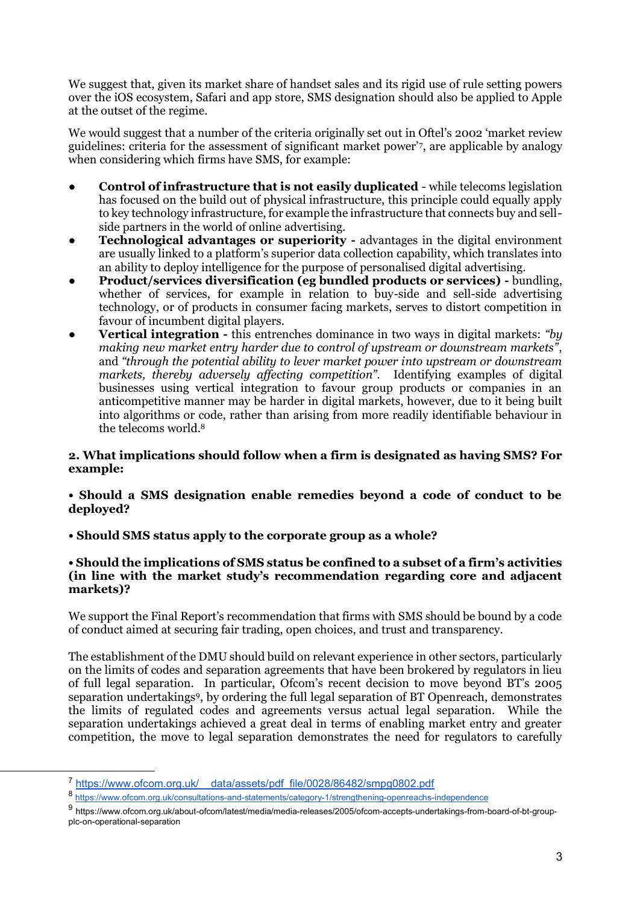We suggest that, given its market share of handset sales and its rigid use of rule setting powers over the iOS ecosystem, Safari and app store, SMS designation should also be applied to Apple at the outset of the regime.

We would suggest that a number of the criteria originally set out in Oftel's 2002 'market review guidelines: criteria for the assessment of significant market power'[7], are applicable by analogy when considering which firms have SMS, for example:

- **Control of infrastructure that is not easily duplicated** - while telecoms legislation has focused on the build out of physical infrastructure, this principle could equally apply to key technology infrastructure, for example the infrastructure that connects buy and sell-side partners in the world of online advertising.
- **Technological advantages or superiority -** advantages in the digital environment are usually linked to a platform's superior data collection capability, which translates into an ability to deploy intelligence for the purpose of personalised digital advertising.
- **Product/services diversification (eg bundled products or services) -** bundling, whether of services, for example in relation to buy-side and sell-side advertising technology, or of products in consumer facing markets, serves to distort competition in favour of incumbent digital players.
- **Vertical integration -** this entrenches dominance in two ways in digital markets: *"by making new market entry harder due to control of upstream or downstream markets"*, and *"through the potential ability to lever market power into upstream or downstream markets, thereby adversely affecting competition"*. Identifying examples of digital businesses using vertical integration to favour group products or companies in an anticompetitive manner may be harder in digital markets, however, due to it being built into algorithms or code, rather than arising from more readily identifiable behaviour in the telecoms world.[8]

**2. What implications should follow when a firm is designated as having SMS? For example:**

**• Should a SMS designation enable remedies beyond a code of conduct to be deployed?**

**• Should SMS status apply to the corporate group as a whole?**

**• Should the implications of SMS status be confined to a subset of a firm's activities (in line with the market study's recommendation regarding core and adjacent markets)?**

We support the Final Report's recommendation that firms with SMS should be bound by a code of conduct aimed at securing fair trading, open choices, and trust and transparency.

The establishment of the DMU should build on relevant experience in other sectors, particularly on the limits of codes and separation agreements that have been brokered by regulators in lieu of full legal separation. In particular, Ofcom's recent decision to move beyond BT's 2005 separation undertakings[9], by ordering the full legal separation of BT Openreach, demonstrates the limits of regulated codes and agreements versus actual legal separation. While the separation undertakings achieved a great deal in terms of enabling market entry and greater competition, the move to legal separation demonstrates the need for regulators to carefully

---

[7] https://www.ofcom.org.uk/__data/assets/pdf_file/0028/86482/smpg0802.pdf

[8] https://www.ofcom.org.uk/consultations-and-statements/category-1/strengthening-openreachs-independence

[9] https://www.ofcom.org.uk/about-ofcom/latest/media/media-releases/2005/ofcom-accepts-undertakings-from-board-of-bt-group-plc-on-operational-separation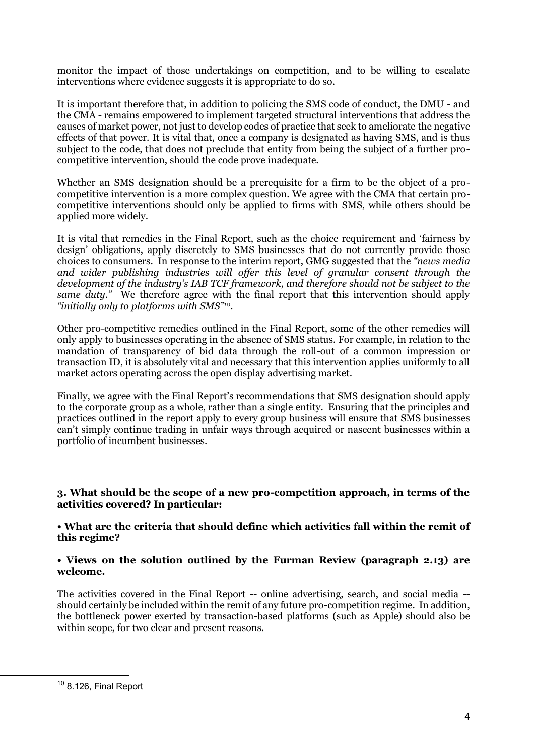monitor the impact of those undertakings on competition, and to be willing to escalate interventions where evidence suggests it is appropriate to do so.

It is important therefore that, in addition to policing the SMS code of conduct, the DMU - and the CMA - remains empowered to implement targeted structural interventions that address the causes of market power, not just to develop codes of practice that seek to ameliorate the negative effects of that power. It is vital that, once a company is designated as having SMS, and is thus subject to the code, that does not preclude that entity from being the subject of a further pro-competitive intervention, should the code prove inadequate.

Whether an SMS designation should be a prerequisite for a firm to be the object of a pro-competitive intervention is a more complex question. We agree with the CMA that certain pro-competitive interventions should only be applied to firms with SMS, while others should be applied more widely.

It is vital that remedies in the Final Report, such as the choice requirement and 'fairness by design' obligations, apply discretely to SMS businesses that do not currently provide those choices to consumers. In response to the interim report, GMG suggested that the *"news media and wider publishing industries will offer this level of granular consent through the development of the industry's IAB TCF framework, and therefore should not be subject to the same duty."* We therefore agree with the final report that this intervention should apply *"initially only to platforms with SMS"*[10].

Other pro-competitive remedies outlined in the Final Report, some of the other remedies will only apply to businesses operating in the absence of SMS status. For example, in relation to the mandation of transparency of bid data through the roll-out of a common impression or transaction ID, it is absolutely vital and necessary that this intervention applies uniformly to all market actors operating across the open display advertising market.

Finally, we agree with the Final Report's recommendations that SMS designation should apply to the corporate group as a whole, rather than a single entity. Ensuring that the principles and practices outlined in the report apply to every group business will ensure that SMS businesses can't simply continue trading in unfair ways through acquired or nascent businesses within a portfolio of incumbent businesses.

**3. What should be the scope of a new pro-competition approach, in terms of the activities covered? In particular:**

**• What are the criteria that should define which activities fall within the remit of this regime?**

**• Views on the solution outlined by the Furman Review (paragraph 2.13) are welcome.**

The activities covered in the Final Report -- online advertising, search, and social media -- should certainly be included within the remit of any future pro-competition regime. In addition, the bottleneck power exerted by transaction-based platforms (such as Apple) should also be within scope, for two clear and present reasons.

[10] 8.126, Final Report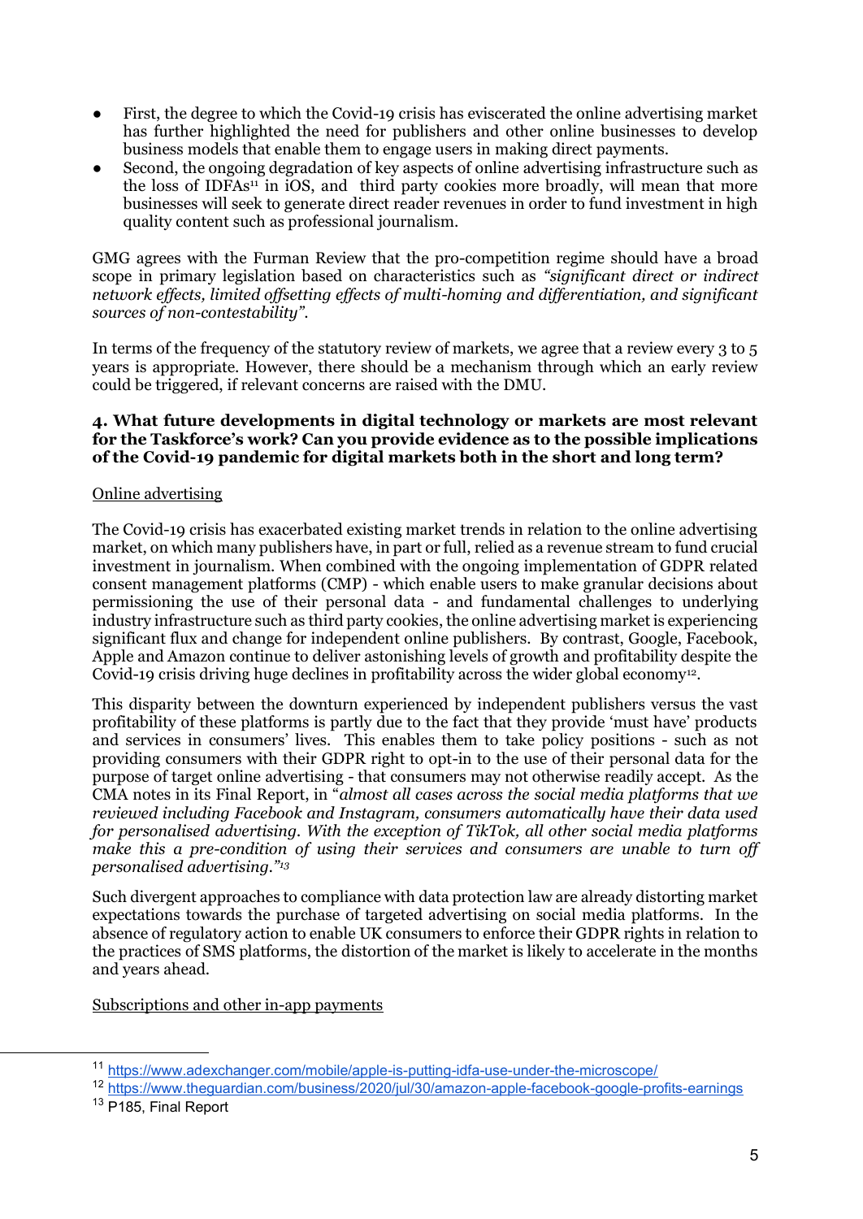- First, the degree to which the Covid-19 crisis has eviscerated the online advertising market has further highlighted the need for publishers and other online businesses to develop business models that enable them to engage users in making direct payments.
- Second, the ongoing degradation of key aspects of online advertising infrastructure such as the loss of IDFAs[11] in iOS, and third party cookies more broadly, will mean that more businesses will seek to generate direct reader revenues in order to fund investment in high quality content such as professional journalism.

GMG agrees with the Furman Review that the pro-competition regime should have a broad scope in primary legislation based on characteristics such as *"significant direct or indirect network effects, limited offsetting effects of multi-homing and differentiation, and significant sources of non-contestability"*.

In terms of the frequency of the statutory review of markets, we agree that a review every 3 to 5 years is appropriate. However, there should be a mechanism through which an early review could be triggered, if relevant concerns are raised with the DMU.

**4. What future developments in digital technology or markets are most relevant for the Taskforce's work? Can you provide evidence as to the possible implications of the Covid-19 pandemic for digital markets both in the short and long term?**

Online advertising

The Covid-19 crisis has exacerbated existing market trends in relation to the online advertising market, on which many publishers have, in part or full, relied as a revenue stream to fund crucial investment in journalism. When combined with the ongoing implementation of GDPR related consent management platforms (CMP) - which enable users to make granular decisions about permissioning the use of their personal data - and fundamental challenges to underlying industry infrastructure such as third party cookies, the online advertising market is experiencing significant flux and change for independent online publishers. By contrast, Google, Facebook, Apple and Amazon continue to deliver astonishing levels of growth and profitability despite the Covid-19 crisis driving huge declines in profitability across the wider global economy[12].

This disparity between the downturn experienced by independent publishers versus the vast profitability of these platforms is partly due to the fact that they provide 'must have' products and services in consumers' lives. This enables them to take policy positions - such as not providing consumers with their GDPR right to opt-in to the use of their personal data for the purpose of target online advertising - that consumers may not otherwise readily accept. As the CMA notes in its Final Report, in "*almost all cases across the social media platforms that we reviewed including Facebook and Instagram, consumers automatically have their data used for personalised advertising. With the exception of TikTok, all other social media platforms make this a pre-condition of using their services and consumers are unable to turn off personalised advertising.*"[13]

Such divergent approaches to compliance with data protection law are already distorting market expectations towards the purchase of targeted advertising on social media platforms. In the absence of regulatory action to enable UK consumers to enforce their GDPR rights in relation to the practices of SMS platforms, the distortion of the market is likely to accelerate in the months and years ahead.

Subscriptions and other in-app payments

---

[11] https://www.adexchanger.com/mobile/apple-is-putting-idfa-use-under-the-microscope/

[12] https://www.theguardian.com/business/2020/jul/30/amazon-apple-facebook-google-profits-earnings

[13] P185, Final Report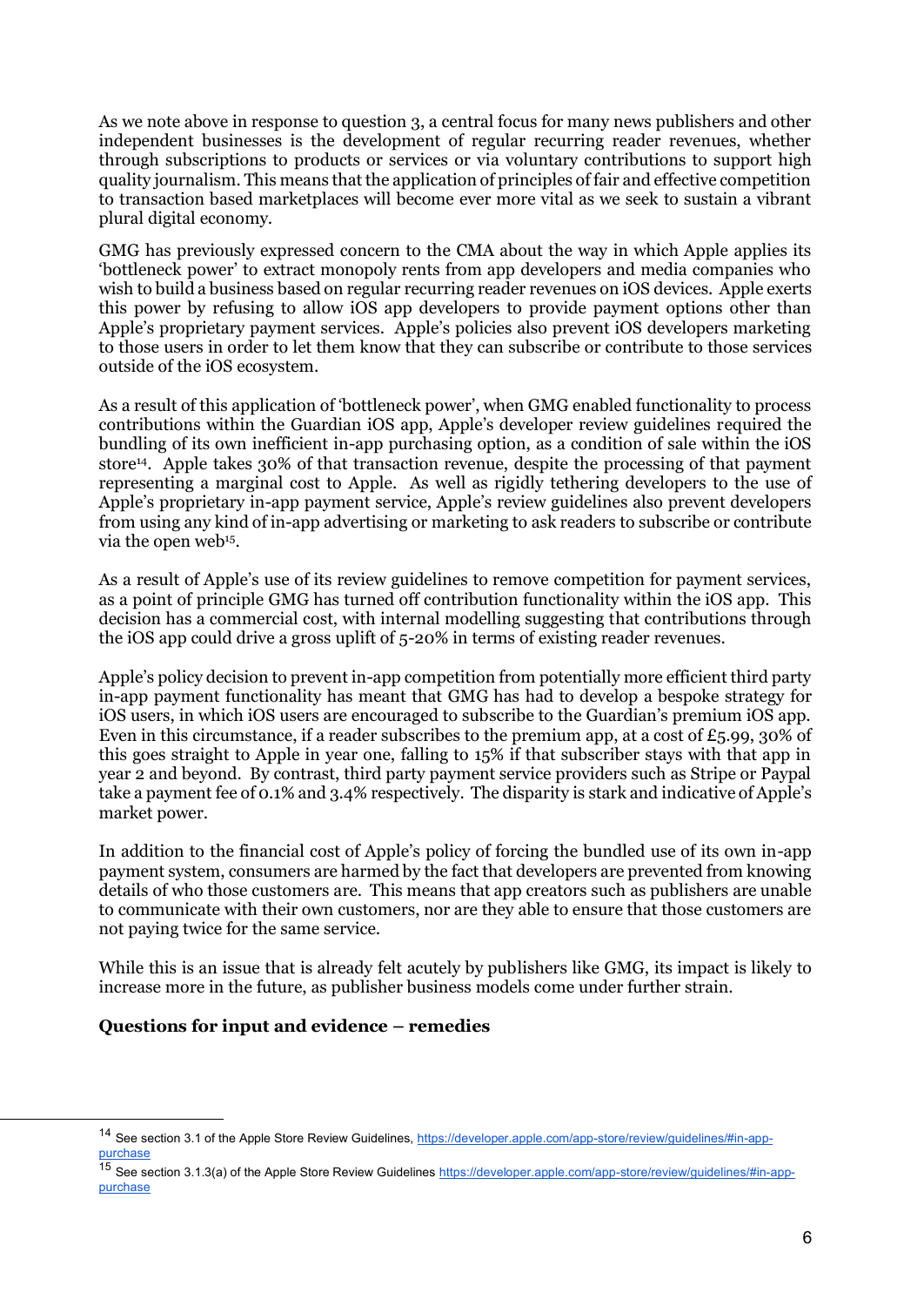As we note above in response to question 3, a central focus for many news publishers and other independent businesses is the development of regular recurring reader revenues, whether through subscriptions to products or services or via voluntary contributions to support high quality journalism. This means that the application of principles of fair and effective competition to transaction based marketplaces will become ever more vital as we seek to sustain a vibrant plural digital economy.

GMG has previously expressed concern to the CMA about the way in which Apple applies its 'bottleneck power' to extract monopoly rents from app developers and media companies who wish to build a business based on regular recurring reader revenues on iOS devices. Apple exerts this power by refusing to allow iOS app developers to provide payment options other than Apple's proprietary payment services. Apple's policies also prevent iOS developers marketing to those users in order to let them know that they can subscribe or contribute to those services outside of the iOS ecosystem.

As a result of this application of 'bottleneck power', when GMG enabled functionality to process contributions within the Guardian iOS app, Apple's developer review guidelines required the bundling of its own inefficient in-app purchasing option, as a condition of sale within the iOS store[14]. Apple takes 30% of that transaction revenue, despite the processing of that payment representing a marginal cost to Apple. As well as rigidly tethering developers to the use of Apple's proprietary in-app payment service, Apple's review guidelines also prevent developers from using any kind of in-app advertising or marketing to ask readers to subscribe or contribute via the open web[15].

As a result of Apple's use of its review guidelines to remove competition for payment services, as a point of principle GMG has turned off contribution functionality within the iOS app. This decision has a commercial cost, with internal modelling suggesting that contributions through the iOS app could drive a gross uplift of 5-20% in terms of existing reader revenues.

Apple's policy decision to prevent in-app competition from potentially more efficient third party in-app payment functionality has meant that GMG has had to develop a bespoke strategy for iOS users, in which iOS users are encouraged to subscribe to the Guardian's premium iOS app. Even in this circumstance, if a reader subscribes to the premium app, at a cost of £5.99, 30% of this goes straight to Apple in year one, falling to 15% if that subscriber stays with that app in year 2 and beyond. By contrast, third party payment service providers such as Stripe or Paypal take a payment fee of 0.1% and 3.4% respectively. The disparity is stark and indicative of Apple's market power.

In addition to the financial cost of Apple's policy of forcing the bundled use of its own in-app payment system, consumers are harmed by the fact that developers are prevented from knowing details of who those customers are. This means that app creators such as publishers are unable to communicate with their own customers, nor are they able to ensure that those customers are not paying twice for the same service.

While this is an issue that is already felt acutely by publishers like GMG, its impact is likely to increase more in the future, as publisher business models come under further strain.

**Questions for input and evidence – remedies**

[14] See section 3.1 of the Apple Store Review Guidelines, https://developer.apple.com/app-store/review/guidelines/#in-app-purchase

[15] See section 3.1.3(a) of the Apple Store Review Guidelines https://developer.apple.com/app-store/review/guidelines/#in-app-purchase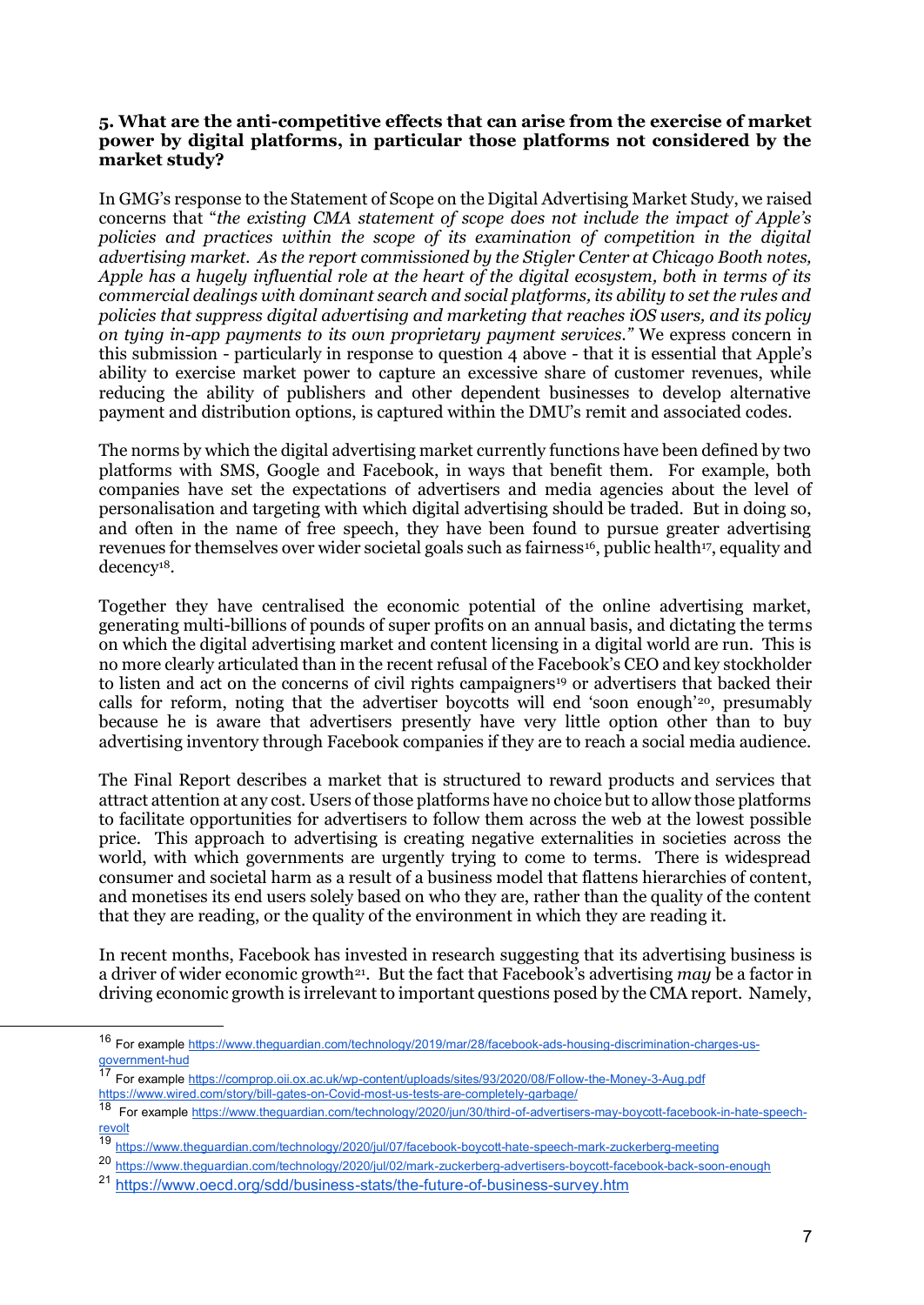**5. What are the anti-competitive effects that can arise from the exercise of market power by digital platforms, in particular those platforms not considered by the market study?**

In GMG's response to the Statement of Scope on the Digital Advertising Market Study, we raised concerns that "*the existing CMA statement of scope does not include the impact of Apple's policies and practices within the scope of its examination of competition in the digital advertising market. As the report commissioned by the Stigler Center at Chicago Booth notes, Apple has a hugely influential role at the heart of the digital ecosystem, both in terms of its commercial dealings with dominant search and social platforms, its ability to set the rules and policies that suppress digital advertising and marketing that reaches iOS users, and its policy on tying in-app payments to its own proprietary payment services.*" We express concern in this submission - particularly in response to question 4 above - that it is essential that Apple's ability to exercise market power to capture an excessive share of customer revenues, while reducing the ability of publishers and other dependent businesses to develop alternative payment and distribution options, is captured within the DMU's remit and associated codes.

The norms by which the digital advertising market currently functions have been defined by two platforms with SMS, Google and Facebook, in ways that benefit them. For example, both companies have set the expectations of advertisers and media agencies about the level of personalisation and targeting with which digital advertising should be traded. But in doing so, and often in the name of free speech, they have been found to pursue greater advertising revenues for themselves over wider societal goals such as fairness[16], public health[17], equality and decency[18].

Together they have centralised the economic potential of the online advertising market, generating multi-billions of pounds of super profits on an annual basis, and dictating the terms on which the digital advertising market and content licensing in a digital world are run. This is no more clearly articulated than in the recent refusal of the Facebook's CEO and key stockholder to listen and act on the concerns of civil rights campaigners[19] or advertisers that backed their calls for reform, noting that the advertiser boycotts will end 'soon enough'[20], presumably because he is aware that advertisers presently have very little option other than to buy advertising inventory through Facebook companies if they are to reach a social media audience.

The Final Report describes a market that is structured to reward products and services that attract attention at any cost. Users of those platforms have no choice but to allow those platforms to facilitate opportunities for advertisers to follow them across the web at the lowest possible price. This approach to advertising is creating negative externalities in societies across the world, with which governments are urgently trying to come to terms. There is widespread consumer and societal harm as a result of a business model that flattens hierarchies of content, and monetises its end users solely based on who they are, rather than the quality of the content that they are reading, or the quality of the environment in which they are reading it.

In recent months, Facebook has invested in research suggesting that its advertising business is a driver of wider economic growth[21]. But the fact that Facebook's advertising *may* be a factor in driving economic growth is irrelevant to important questions posed by the CMA report. Namely,

---

[16] For example https://www.theguardian.com/technology/2019/mar/28/facebook-ads-housing-discrimination-charges-us-government-hud

[17] For example https://comprop.oii.ox.ac.uk/wp-content/uploads/sites/93/2020/08/Follow-the-Money-3-Aug.pdf https://www.wired.com/story/bill-gates-on-Covid-most-us-tests-are-completely-garbage/

[18] For example https://www.theguardian.com/technology/2020/jun/30/third-of-advertisers-may-boycott-facebook-in-hate-speech-revolt

[19] https://www.theguardian.com/technology/2020/jul/07/facebook-boycott-hate-speech-mark-zuckerberg-meeting

[20] https://www.theguardian.com/technology/2020/jul/02/mark-zuckerberg-advertisers-boycott-facebook-back-soon-enough

[21] https://www.oecd.org/sdd/business-stats/the-future-of-business-survey.htm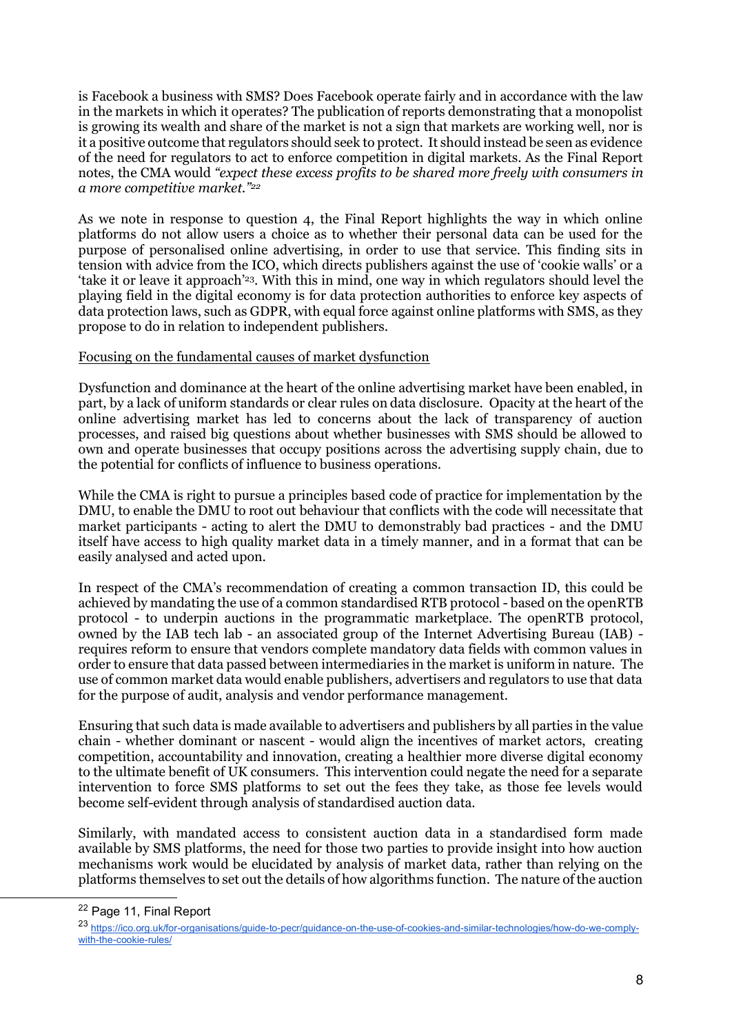is Facebook a business with SMS? Does Facebook operate fairly and in accordance with the law in the markets in which it operates? The publication of reports demonstrating that a monopolist is growing its wealth and share of the market is not a sign that markets are working well, nor is it a positive outcome that regulators should seek to protect. It should instead be seen as evidence of the need for regulators to act to enforce competition in digital markets. As the Final Report notes, the CMA would *"expect these excess profits to be shared more freely with consumers in a more competitive market."*[22]

As we note in response to question 4, the Final Report highlights the way in which online platforms do not allow users a choice as to whether their personal data can be used for the purpose of personalised online advertising, in order to use that service. This finding sits in tension with advice from the ICO, which directs publishers against the use of 'cookie walls' or a 'take it or leave it approach'[23]. With this in mind, one way in which regulators should level the playing field in the digital economy is for data protection authorities to enforce key aspects of data protection laws, such as GDPR, with equal force against online platforms with SMS, as they propose to do in relation to independent publishers.

<u>Focusing on the fundamental causes of market dysfunction</u>

Dysfunction and dominance at the heart of the online advertising market have been enabled, in part, by a lack of uniform standards or clear rules on data disclosure. Opacity at the heart of the online advertising market has led to concerns about the lack of transparency of auction processes, and raised big questions about whether businesses with SMS should be allowed to own and operate businesses that occupy positions across the advertising supply chain, due to the potential for conflicts of influence to business operations.

While the CMA is right to pursue a principles based code of practice for implementation by the DMU, to enable the DMU to root out behaviour that conflicts with the code will necessitate that market participants - acting to alert the DMU to demonstrably bad practices - and the DMU itself have access to high quality market data in a timely manner, and in a format that can be easily analysed and acted upon.

In respect of the CMA's recommendation of creating a common transaction ID, this could be achieved by mandating the use of a common standardised RTB protocol - based on the openRTB protocol - to underpin auctions in the programmatic marketplace. The openRTB protocol, owned by the IAB tech lab - an associated group of the Internet Advertising Bureau (IAB) - requires reform to ensure that vendors complete mandatory data fields with common values in order to ensure that data passed between intermediaries in the market is uniform in nature. The use of common market data would enable publishers, advertisers and regulators to use that data for the purpose of audit, analysis and vendor performance management.

Ensuring that such data is made available to advertisers and publishers by all parties in the value chain - whether dominant or nascent - would align the incentives of market actors, creating competition, accountability and innovation, creating a healthier more diverse digital economy to the ultimate benefit of UK consumers. This intervention could negate the need for a separate intervention to force SMS platforms to set out the fees they take, as those fee levels would become self-evident through analysis of standardised auction data.

Similarly, with mandated access to consistent auction data in a standardised form made available by SMS platforms, the need for those two parties to provide insight into how auction mechanisms work would be elucidated by analysis of market data, rather than relying on the platforms themselves to set out the details of how algorithms function. The nature of the auction

---

[22] Page 11, Final Report

[23] https://ico.org.uk/for-organisations/guide-to-pecr/guidance-on-the-use-of-cookies-and-similar-technologies/how-do-we-comply-with-the-cookie-rules/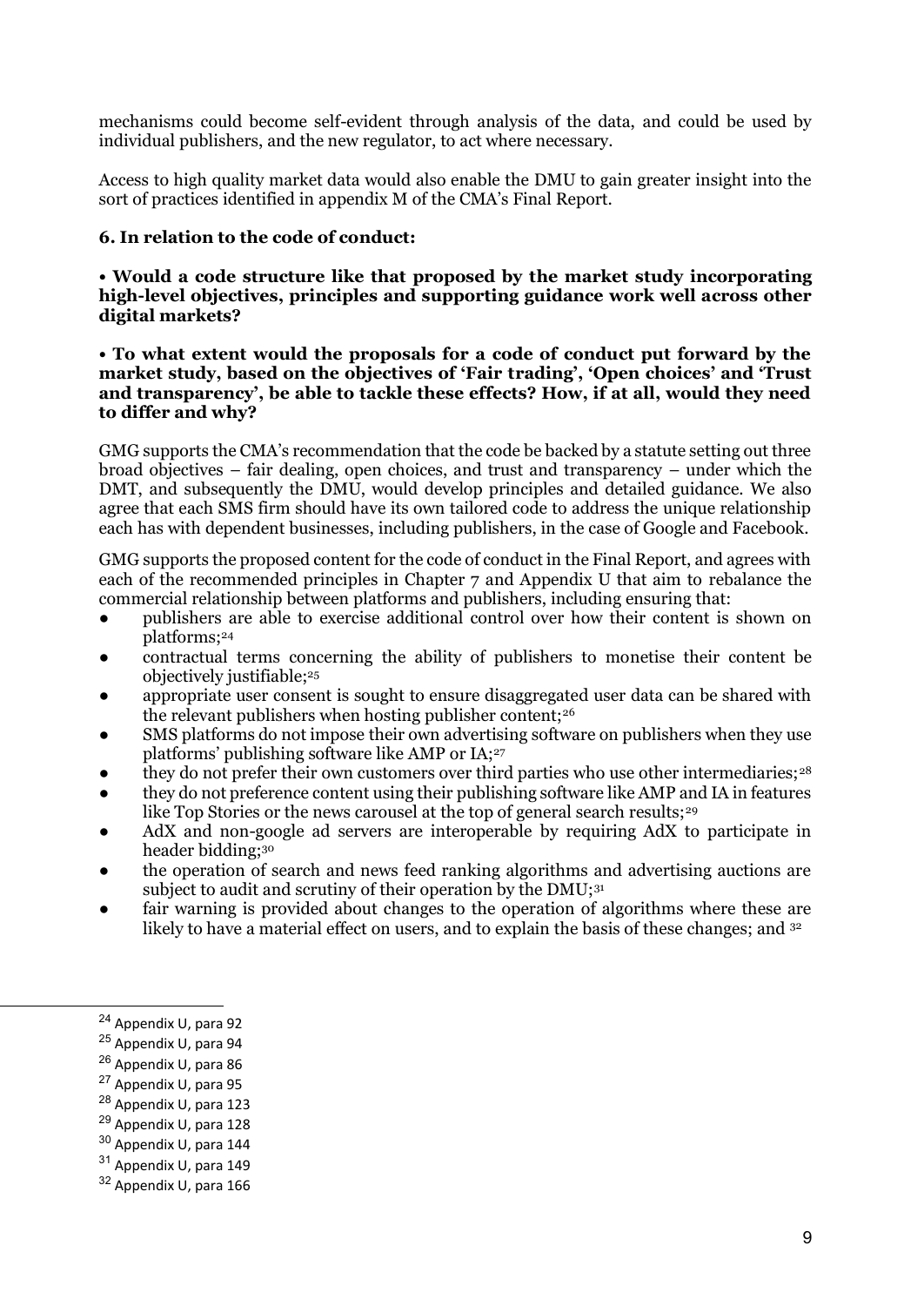mechanisms could become self-evident through analysis of the data, and could be used by individual publishers, and the new regulator, to act where necessary.

Access to high quality market data would also enable the DMU to gain greater insight into the sort of practices identified in appendix M of the CMA's Final Report.

### 6. In relation to the code of conduct:

**• Would a code structure like that proposed by the market study incorporating high-level objectives, principles and supporting guidance work well across other digital markets?**

**• To what extent would the proposals for a code of conduct put forward by the market study, based on the objectives of 'Fair trading', 'Open choices' and 'Trust and transparency', be able to tackle these effects? How, if at all, would they need to differ and why?**

GMG supports the CMA's recommendation that the code be backed by a statute setting out three broad objectives – fair dealing, open choices, and trust and transparency – under which the DMT, and subsequently the DMU, would develop principles and detailed guidance. We also agree that each SMS firm should have its own tailored code to address the unique relationship each has with dependent businesses, including publishers, in the case of Google and Facebook.

GMG supports the proposed content for the code of conduct in the Final Report, and agrees with each of the recommended principles in Chapter 7 and Appendix U that aim to rebalance the commercial relationship between platforms and publishers, including ensuring that:

- publishers are able to exercise additional control over how their content is shown on platforms;[24]
- contractual terms concerning the ability of publishers to monetise their content be objectively justifiable;[25]
- appropriate user consent is sought to ensure disaggregated user data can be shared with the relevant publishers when hosting publisher content;[26]
- SMS platforms do not impose their own advertising software on publishers when they use platforms' publishing software like AMP or IA;[27]
- they do not prefer their own customers over third parties who use other intermediaries;[28]
- they do not preference content using their publishing software like AMP and IA in features like Top Stories or the news carousel at the top of general search results;[29]
- AdX and non-google ad servers are interoperable by requiring AdX to participate in header bidding;[30]
- the operation of search and news feed ranking algorithms and advertising auctions are subject to audit and scrutiny of their operation by the DMU;[31]
- fair warning is provided about changes to the operation of algorithms where these are likely to have a material effect on users, and to explain the basis of these changes; and [32]

---

[24] Appendix U, para 92

[25] Appendix U, para 94

[26] Appendix U, para 86

[27] Appendix U, para 95

[28] Appendix U, para 123

[29] Appendix U, para 128

[30] Appendix U, para 144

[31] Appendix U, para 149

[32] Appendix U, para 166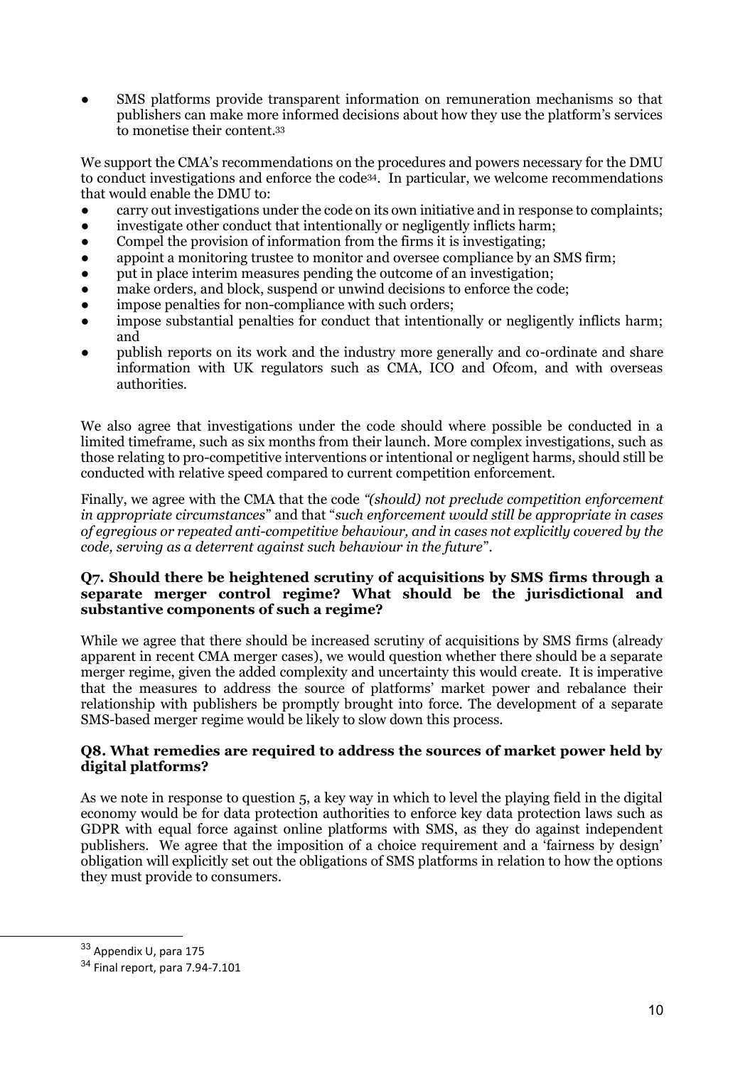- SMS platforms provide transparent information on remuneration mechanisms so that publishers can make more informed decisions about how they use the platform's services to monetise their content.[33]

We support the CMA's recommendations on the procedures and powers necessary for the DMU to conduct investigations and enforce the code[34]. In particular, we welcome recommendations that would enable the DMU to:

- carry out investigations under the code on its own initiative and in response to complaints;
- investigate other conduct that intentionally or negligently inflicts harm;
- Compel the provision of information from the firms it is investigating;
- appoint a monitoring trustee to monitor and oversee compliance by an SMS firm;
- put in place interim measures pending the outcome of an investigation;
- make orders, and block, suspend or unwind decisions to enforce the code;
- impose penalties for non-compliance with such orders;
- impose substantial penalties for conduct that intentionally or negligently inflicts harm; and
- publish reports on its work and the industry more generally and co-ordinate and share information with UK regulators such as CMA, ICO and Ofcom, and with overseas authorities.

We also agree that investigations under the code should where possible be conducted in a limited timeframe, such as six months from their launch. More complex investigations, such as those relating to pro-competitive interventions or intentional or negligent harms, should still be conducted with relative speed compared to current competition enforcement.

Finally, we agree with the CMA that the code *"(should) not preclude competition enforcement in appropriate circumstances"* and that "*such enforcement would still be appropriate in cases of egregious or repeated anti-competitive behaviour, and in cases not explicitly covered by the code, serving as a deterrent against such behaviour in the future*".

**Q7. Should there be heightened scrutiny of acquisitions by SMS firms through a separate merger control regime? What should be the jurisdictional and substantive components of such a regime?**

While we agree that there should be increased scrutiny of acquisitions by SMS firms (already apparent in recent CMA merger cases), we would question whether there should be a separate merger regime, given the added complexity and uncertainty this would create. It is imperative that the measures to address the source of platforms' market power and rebalance their relationship with publishers be promptly brought into force. The development of a separate SMS-based merger regime would be likely to slow down this process.

**Q8. What remedies are required to address the sources of market power held by digital platforms?**

As we note in response to question 5, a key way in which to level the playing field in the digital economy would be for data protection authorities to enforce key data protection laws such as GDPR with equal force against online platforms with SMS, as they do against independent publishers. We agree that the imposition of a choice requirement and a 'fairness by design' obligation will explicitly set out the obligations of SMS platforms in relation to how the options they must provide to consumers.

---

[33] Appendix U, para 175

[34] Final report, para 7.94-7.101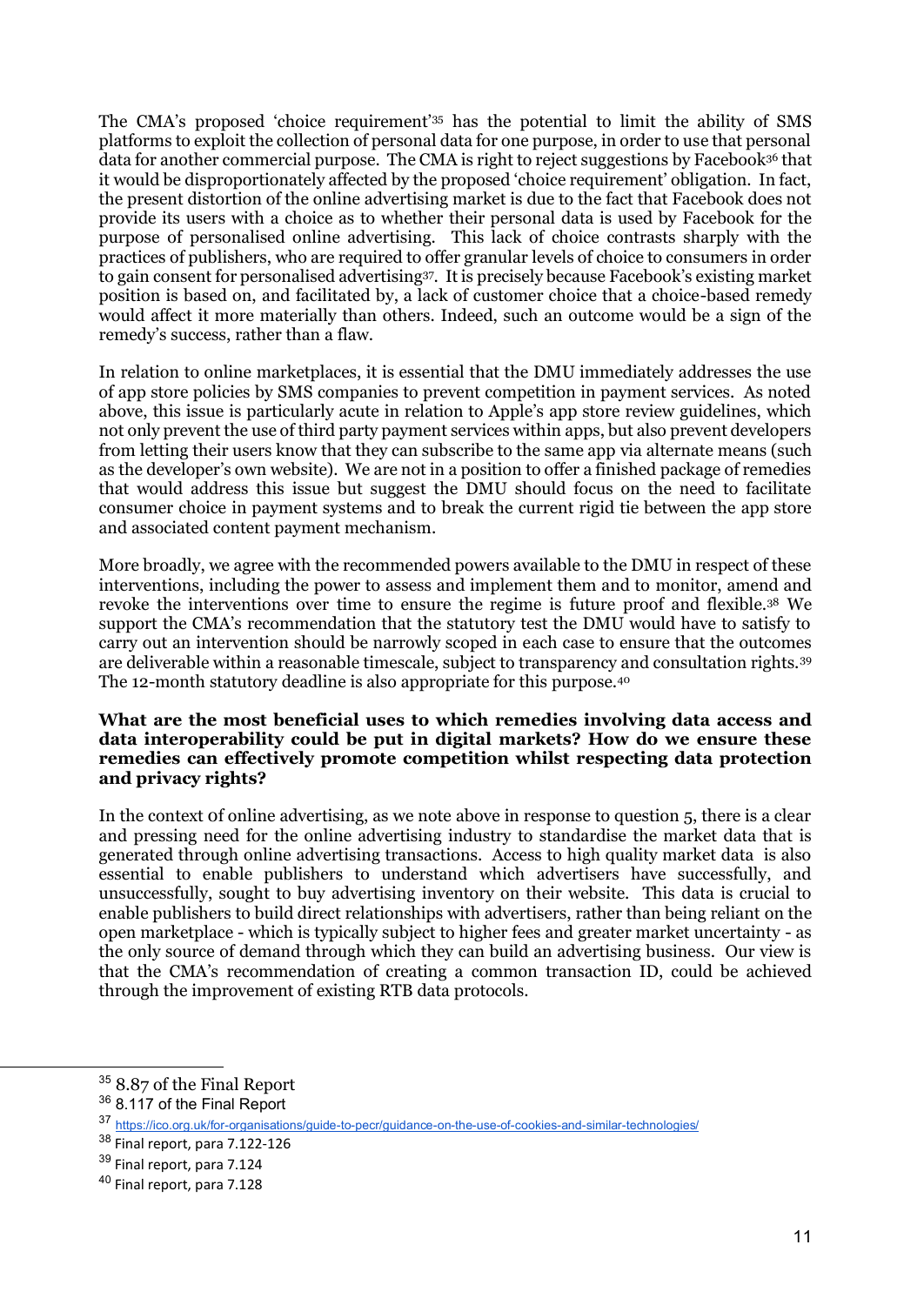The CMA's proposed 'choice requirement'[35] has the potential to limit the ability of SMS platforms to exploit the collection of personal data for one purpose, in order to use that personal data for another commercial purpose. The CMA is right to reject suggestions by Facebook[36] that it would be disproportionately affected by the proposed 'choice requirement' obligation. In fact, the present distortion of the online advertising market is due to the fact that Facebook does not provide its users with a choice as to whether their personal data is used by Facebook for the purpose of personalised online advertising. This lack of choice contrasts sharply with the practices of publishers, who are required to offer granular levels of choice to consumers in order to gain consent for personalised advertising[37]. It is precisely because Facebook's existing market position is based on, and facilitated by, a lack of customer choice that a choice-based remedy would affect it more materially than others. Indeed, such an outcome would be a sign of the remedy's success, rather than a flaw.

In relation to online marketplaces, it is essential that the DMU immediately addresses the use of app store policies by SMS companies to prevent competition in payment services. As noted above, this issue is particularly acute in relation to Apple's app store review guidelines, which not only prevent the use of third party payment services within apps, but also prevent developers from letting their users know that they can subscribe to the same app via alternate means (such as the developer's own website). We are not in a position to offer a finished package of remedies that would address this issue but suggest the DMU should focus on the need to facilitate consumer choice in payment systems and to break the current rigid tie between the app store and associated content payment mechanism.

More broadly, we agree with the recommended powers available to the DMU in respect of these interventions, including the power to assess and implement them and to monitor, amend and revoke the interventions over time to ensure the regime is future proof and flexible.[38] We support the CMA's recommendation that the statutory test the DMU would have to satisfy to carry out an intervention should be narrowly scoped in each case to ensure that the outcomes are deliverable within a reasonable timescale, subject to transparency and consultation rights.[39] The 12-month statutory deadline is also appropriate for this purpose.[40]

**What are the most beneficial uses to which remedies involving data access and data interoperability could be put in digital markets? How do we ensure these remedies can effectively promote competition whilst respecting data protection and privacy rights?**

In the context of online advertising, as we note above in response to question 5, there is a clear and pressing need for the online advertising industry to standardise the market data that is generated through online advertising transactions. Access to high quality market data is also essential to enable publishers to understand which advertisers have successfully, and unsuccessfully, sought to buy advertising inventory on their website. This data is crucial to enable publishers to build direct relationships with advertisers, rather than being reliant on the open marketplace - which is typically subject to higher fees and greater market uncertainty - as the only source of demand through which they can build an advertising business. Our view is that the CMA's recommendation of creating a common transaction ID, could be achieved through the improvement of existing RTB data protocols.

---

[35] 8.87 of the Final Report

[36] 8.117 of the Final Report

[37] https://ico.org.uk/for-organisations/guide-to-pecr/guidance-on-the-use-of-cookies-and-similar-technologies/

[38] Final report, para 7.122-126

[39] Final report, para 7.124

[40] Final report, para 7.128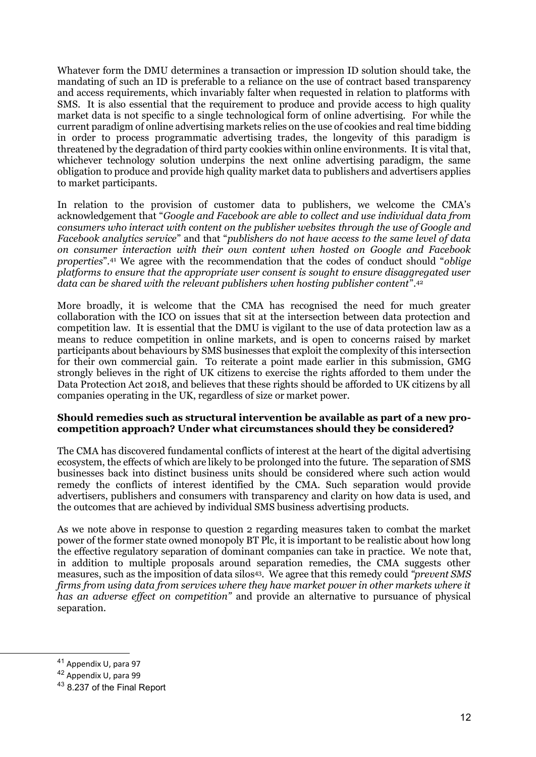Whatever form the DMU determines a transaction or impression ID solution should take, the mandating of such an ID is preferable to a reliance on the use of contract based transparency and access requirements, which invariably falter when requested in relation to platforms with SMS. It is also essential that the requirement to produce and provide access to high quality market data is not specific to a single technological form of online advertising. For while the current paradigm of online advertising markets relies on the use of cookies and real time bidding in order to process programmatic advertising trades, the longevity of this paradigm is threatened by the degradation of third party cookies within online environments. It is vital that, whichever technology solution underpins the next online advertising paradigm, the same obligation to produce and provide high quality market data to publishers and advertisers applies to market participants.

In relation to the provision of customer data to publishers, we welcome the CMA's acknowledgement that "*Google and Facebook are able to collect and use individual data from consumers who interact with content on the publisher websites through the use of Google and Facebook analytics service*" and that "*publishers do not have access to the same level of data on consumer interaction with their own content when hosted on Google and Facebook properties*".[41] We agree with the recommendation that the codes of conduct should "*oblige platforms to ensure that the appropriate user consent is sought to ensure disaggregated user data can be shared with the relevant publishers when hosting publisher content*".[42]

More broadly, it is welcome that the CMA has recognised the need for much greater collaboration with the ICO on issues that sit at the intersection between data protection and competition law. It is essential that the DMU is vigilant to the use of data protection law as a means to reduce competition in online markets, and is open to concerns raised by market participants about behaviours by SMS businesses that exploit the complexity of this intersection for their own commercial gain. To reiterate a point made earlier in this submission, GMG strongly believes in the right of UK citizens to exercise the rights afforded to them under the Data Protection Act 2018, and believes that these rights should be afforded to UK citizens by all companies operating in the UK, regardless of size or market power.

**Should remedies such as structural intervention be available as part of a new pro-competition approach? Under what circumstances should they be considered?**

The CMA has discovered fundamental conflicts of interest at the heart of the digital advertising ecosystem, the effects of which are likely to be prolonged into the future. The separation of SMS businesses back into distinct business units should be considered where such action would remedy the conflicts of interest identified by the CMA. Such separation would provide advertisers, publishers and consumers with transparency and clarity on how data is used, and the outcomes that are achieved by individual SMS business advertising products.

As we note above in response to question 2 regarding measures taken to combat the market power of the former state owned monopoly BT Plc, it is important to be realistic about how long the effective regulatory separation of dominant companies can take in practice. We note that, in addition to multiple proposals around separation remedies, the CMA suggests other measures, such as the imposition of data silos[43]. We agree that this remedy could *"prevent SMS firms from using data from services where they have market power in other markets where it has an adverse effect on competition"* and provide an alternative to pursuance of physical separation.

---

[41] Appendix U, para 97

[42] Appendix U, para 99

[43] 8.237 of the Final Report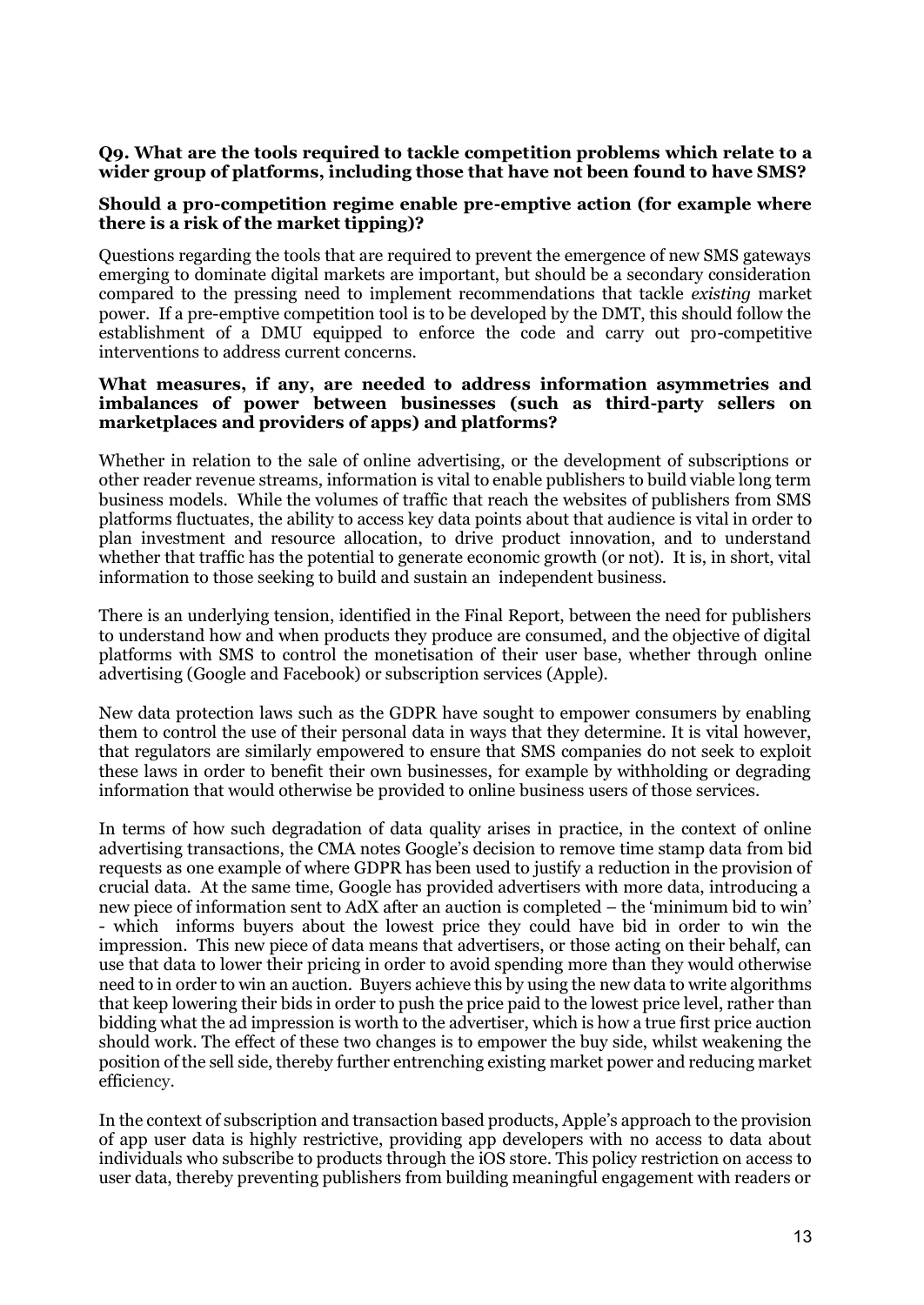**Q9. What are the tools required to tackle competition problems which relate to a wider group of platforms, including those that have not been found to have SMS?**

**Should a pro-competition regime enable pre-emptive action (for example where there is a risk of the market tipping)?**

Questions regarding the tools that are required to prevent the emergence of new SMS gateways emerging to dominate digital markets are important, but should be a secondary consideration compared to the pressing need to implement recommendations that tackle *existing* market power. If a pre-emptive competition tool is to be developed by the DMT, this should follow the establishment of a DMU equipped to enforce the code and carry out pro-competitive interventions to address current concerns.

**What measures, if any, are needed to address information asymmetries and imbalances of power between businesses (such as third-party sellers on marketplaces and providers of apps) and platforms?**

Whether in relation to the sale of online advertising, or the development of subscriptions or other reader revenue streams, information is vital to enable publishers to build viable long term business models. While the volumes of traffic that reach the websites of publishers from SMS platforms fluctuates, the ability to access key data points about that audience is vital in order to plan investment and resource allocation, to drive product innovation, and to understand whether that traffic has the potential to generate economic growth (or not). It is, in short, vital information to those seeking to build and sustain an independent business.

There is an underlying tension, identified in the Final Report, between the need for publishers to understand how and when products they produce are consumed, and the objective of digital platforms with SMS to control the monetisation of their user base, whether through online advertising (Google and Facebook) or subscription services (Apple).

New data protection laws such as the GDPR have sought to empower consumers by enabling them to control the use of their personal data in ways that they determine. It is vital however, that regulators are similarly empowered to ensure that SMS companies do not seek to exploit these laws in order to benefit their own businesses, for example by withholding or degrading information that would otherwise be provided to online business users of those services.

In terms of how such degradation of data quality arises in practice, in the context of online advertising transactions, the CMA notes Google's decision to remove time stamp data from bid requests as one example of where GDPR has been used to justify a reduction in the provision of crucial data. At the same time, Google has provided advertisers with more data, introducing a new piece of information sent to AdX after an auction is completed – the 'minimum bid to win' - which informs buyers about the lowest price they could have bid in order to win the impression. This new piece of data means that advertisers, or those acting on their behalf, can use that data to lower their pricing in order to avoid spending more than they would otherwise need to in order to win an auction. Buyers achieve this by using the new data to write algorithms that keep lowering their bids in order to push the price paid to the lowest price level, rather than bidding what the ad impression is worth to the advertiser, which is how a true first price auction should work. The effect of these two changes is to empower the buy side, whilst weakening the position of the sell side, thereby further entrenching existing market power and reducing market efficiency.

In the context of subscription and transaction based products, Apple's approach to the provision of app user data is highly restrictive, providing app developers with no access to data about individuals who subscribe to products through the iOS store. This policy restriction on access to user data, thereby preventing publishers from building meaningful engagement with readers or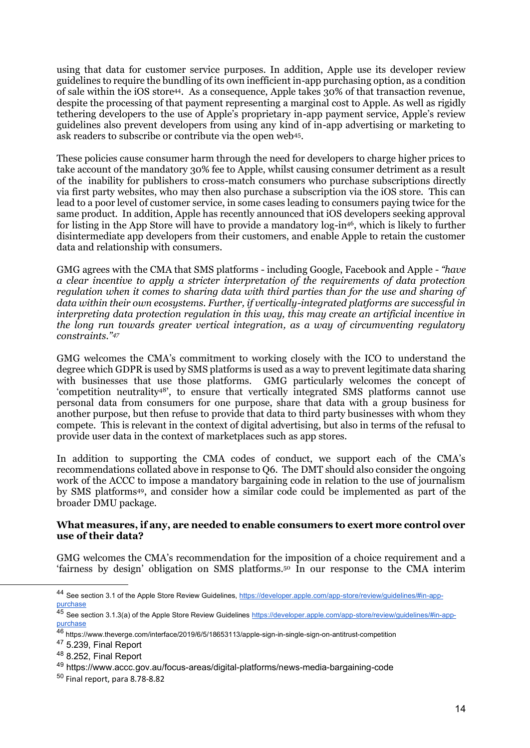using that data for customer service purposes. In addition, Apple use its developer review guidelines to require the bundling of its own inefficient in-app purchasing option, as a condition of sale within the iOS store[44]. As a consequence, Apple takes 30% of that transaction revenue, despite the processing of that payment representing a marginal cost to Apple. As well as rigidly tethering developers to the use of Apple's proprietary in-app payment service, Apple's review guidelines also prevent developers from using any kind of in-app advertising or marketing to ask readers to subscribe or contribute via the open web[45].

These policies cause consumer harm through the need for developers to charge higher prices to take account of the mandatory 30% fee to Apple, whilst causing consumer detriment as a result of the inability for publishers to cross-match consumers who purchase subscriptions directly via first party websites, who may then also purchase a subscription via the iOS store. This can lead to a poor level of customer service, in some cases leading to consumers paying twice for the same product. In addition, Apple has recently announced that iOS developers seeking approval for listing in the App Store will have to provide a mandatory log-in[46], which is likely to further disintermediate app developers from their customers, and enable Apple to retain the customer data and relationship with consumers.

GMG agrees with the CMA that SMS platforms - including Google, Facebook and Apple - *"have a clear incentive to apply a stricter interpretation of the requirements of data protection regulation when it comes to sharing data with third parties than for the use and sharing of data within their own ecosystems. Further, if vertically-integrated platforms are successful in interpreting data protection regulation in this way, this may create an artificial incentive in the long run towards greater vertical integration, as a way of circumventing regulatory constraints."*[47]

GMG welcomes the CMA's commitment to working closely with the ICO to understand the degree which GDPR is used by SMS platforms is used as a way to prevent legitimate data sharing with businesses that use those platforms. GMG particularly welcomes the concept of 'competition neutrality[48]', to ensure that vertically integrated SMS platforms cannot use personal data from consumers for one purpose, share that data with a group business for another purpose, but then refuse to provide that data to third party businesses with whom they compete. This is relevant in the context of digital advertising, but also in terms of the refusal to provide user data in the context of marketplaces such as app stores.

In addition to supporting the CMA codes of conduct, we support each of the CMA's recommendations collated above in response to Q6. The DMT should also consider the ongoing work of the ACCC to impose a mandatory bargaining code in relation to the use of journalism by SMS platforms[49], and consider how a similar code could be implemented as part of the broader DMU package.

**What measures, if any, are needed to enable consumers to exert more control over use of their data?**

GMG welcomes the CMA's recommendation for the imposition of a choice requirement and a 'fairness by design' obligation on SMS platforms.[50] In our response to the CMA interim

---

[44] See section 3.1 of the Apple Store Review Guidelines, https://developer.apple.com/app-store/review/guidelines/#in-app-purchase

[45] See section 3.1.3(a) of the Apple Store Review Guidelines https://developer.apple.com/app-store/review/guidelines/#in-app-purchase

[46] https://www.theverge.com/interface/2019/6/5/18653113/apple-sign-in-single-sign-on-antitrust-competition

[47] 5.239, Final Report

[48] 8.252, Final Report

[49] https://www.accc.gov.au/focus-areas/digital-platforms/news-media-bargaining-code

[50] Final report, para 8.78-8.82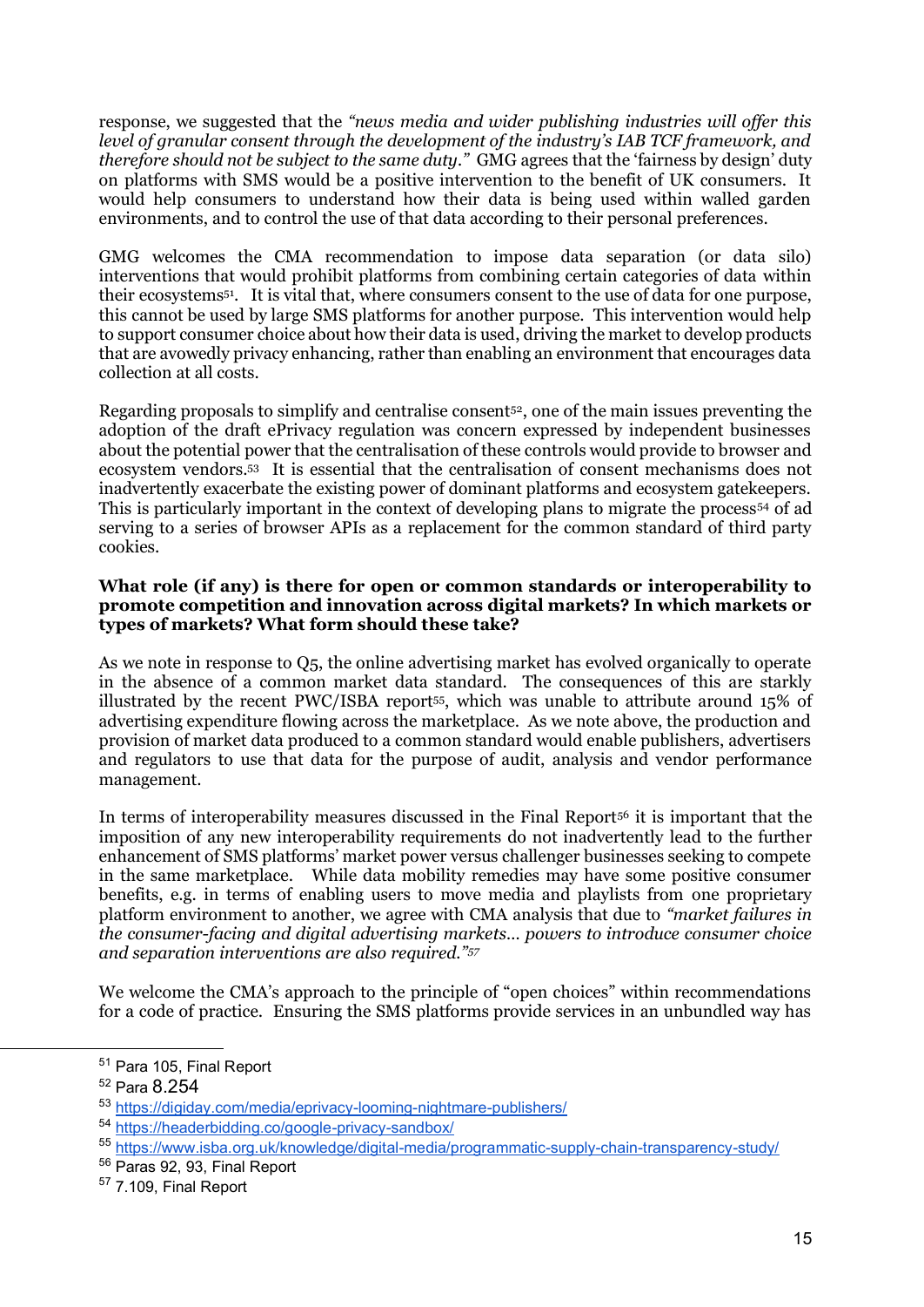response, we suggested that the *"news media and wider publishing industries will offer this level of granular consent through the development of the industry's IAB TCF framework, and therefore should not be subject to the same duty."* GMG agrees that the 'fairness by design' duty on platforms with SMS would be a positive intervention to the benefit of UK consumers. It would help consumers to understand how their data is being used within walled garden environments, and to control the use of that data according to their personal preferences.

GMG welcomes the CMA recommendation to impose data separation (or data silo) interventions that would prohibit platforms from combining certain categories of data within their ecosystems[51]. It is vital that, where consumers consent to the use of data for one purpose, this cannot be used by large SMS platforms for another purpose. This intervention would help to support consumer choice about how their data is used, driving the market to develop products that are avowedly privacy enhancing, rather than enabling an environment that encourages data collection at all costs.

Regarding proposals to simplify and centralise consent[52], one of the main issues preventing the adoption of the draft ePrivacy regulation was concern expressed by independent businesses about the potential power that the centralisation of these controls would provide to browser and ecosystem vendors.[53] It is essential that the centralisation of consent mechanisms does not inadvertently exacerbate the existing power of dominant platforms and ecosystem gatekeepers. This is particularly important in the context of developing plans to migrate the process[54] of ad serving to a series of browser APIs as a replacement for the common standard of third party cookies.

**What role (if any) is there for open or common standards or interoperability to promote competition and innovation across digital markets? In which markets or types of markets? What form should these take?**

As we note in response to Q5, the online advertising market has evolved organically to operate in the absence of a common market data standard. The consequences of this are starkly illustrated by the recent PWC/ISBA report[55], which was unable to attribute around 15% of advertising expenditure flowing across the marketplace. As we note above, the production and provision of market data produced to a common standard would enable publishers, advertisers and regulators to use that data for the purpose of audit, analysis and vendor performance management.

In terms of interoperability measures discussed in the Final Report[56] it is important that the imposition of any new interoperability requirements do not inadvertently lead to the further enhancement of SMS platforms' market power versus challenger businesses seeking to compete in the same marketplace. While data mobility remedies may have some positive consumer benefits, e.g. in terms of enabling users to move media and playlists from one proprietary platform environment to another, we agree with CMA analysis that due to *"market failures in the consumer-facing and digital advertising markets… powers to introduce consumer choice and separation interventions are also required."*[57]

We welcome the CMA's approach to the principle of "open choices" within recommendations for a code of practice. Ensuring the SMS platforms provide services in an unbundled way has

---

[51] Para 105, Final Report

[52] Para 8.254

[53] https://digiday.com/media/eprivacy-looming-nightmare-publishers/

[54] https://headerbidding.co/google-privacy-sandbox/

[55] https://www.isba.org.uk/knowledge/digital-media/programmatic-supply-chain-transparency-study/

[56] Paras 92, 93, Final Report

[57] 7.109, Final Report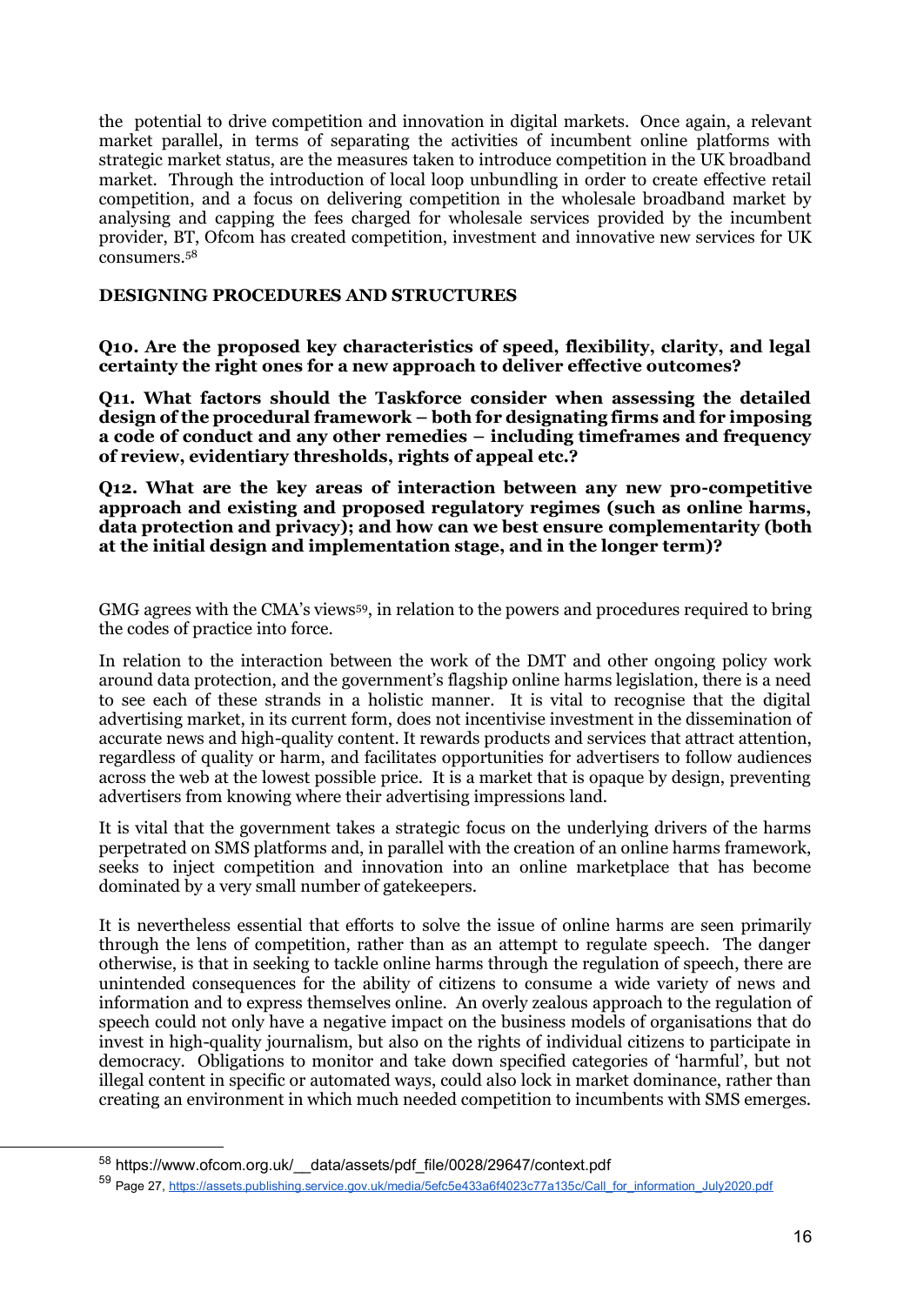the potential to drive competition and innovation in digital markets. Once again, a relevant market parallel, in terms of separating the activities of incumbent online platforms with strategic market status, are the measures taken to introduce competition in the UK broadband market. Through the introduction of local loop unbundling in order to create effective retail competition, and a focus on delivering competition in the wholesale broadband market by analysing and capping the fees charged for wholesale services provided by the incumbent provider, BT, Ofcom has created competition, investment and innovative new services for UK consumers.[58]

## DESIGNING PROCEDURES AND STRUCTURES

**Q10. Are the proposed key characteristics of speed, flexibility, clarity, and legal certainty the right ones for a new approach to deliver effective outcomes?**

**Q11. What factors should the Taskforce consider when assessing the detailed design of the procedural framework – both for designating firms and for imposing a code of conduct and any other remedies – including timeframes and frequency of review, evidentiary thresholds, rights of appeal etc.?**

**Q12. What are the key areas of interaction between any new pro-competitive approach and existing and proposed regulatory regimes (such as online harms, data protection and privacy); and how can we best ensure complementarity (both at the initial design and implementation stage, and in the longer term)?**

GMG agrees with the CMA's views[59], in relation to the powers and procedures required to bring the codes of practice into force.

In relation to the interaction between the work of the DMT and other ongoing policy work around data protection, and the government's flagship online harms legislation, there is a need to see each of these strands in a holistic manner. It is vital to recognise that the digital advertising market, in its current form, does not incentivise investment in the dissemination of accurate news and high-quality content. It rewards products and services that attract attention, regardless of quality or harm, and facilitates opportunities for advertisers to follow audiences across the web at the lowest possible price. It is a market that is opaque by design, preventing advertisers from knowing where their advertising impressions land.

It is vital that the government takes a strategic focus on the underlying drivers of the harms perpetrated on SMS platforms and, in parallel with the creation of an online harms framework, seeks to inject competition and innovation into an online marketplace that has become dominated by a very small number of gatekeepers.

It is nevertheless essential that efforts to solve the issue of online harms are seen primarily through the lens of competition, rather than as an attempt to regulate speech. The danger otherwise, is that in seeking to tackle online harms through the regulation of speech, there are unintended consequences for the ability of citizens to consume a wide variety of news and information and to express themselves online. An overly zealous approach to the regulation of speech could not only have a negative impact on the business models of organisations that do invest in high-quality journalism, but also on the rights of individual citizens to participate in democracy. Obligations to monitor and take down specified categories of 'harmful', but not illegal content in specific or automated ways, could also lock in market dominance, rather than creating an environment in which much needed competition to incumbents with SMS emerges.

---

[58] https://www.ofcom.org.uk/__data/assets/pdf_file/0028/29647/context.pdf

[59] Page 27, https://assets.publishing.service.gov.uk/media/5efc5e433a6f4023c77a135c/Call_for_information_July2020.pdf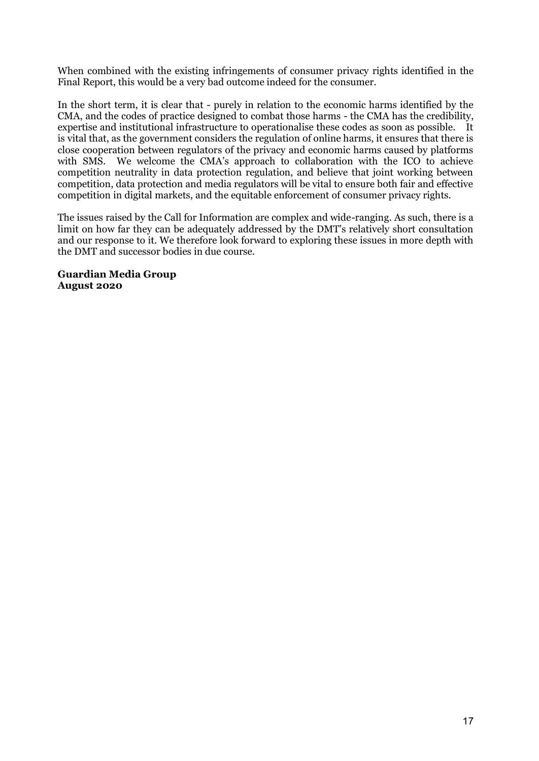When combined with the existing infringements of consumer privacy rights identified in the Final Report, this would be a very bad outcome indeed for the consumer.

In the short term, it is clear that - purely in relation to the economic harms identified by the CMA, and the codes of practice designed to combat those harms - the CMA has the credibility, expertise and institutional infrastructure to operationalise these codes as soon as possible. It is vital that, as the government considers the regulation of online harms, it ensures that there is close cooperation between regulators of the privacy and economic harms caused by platforms with SMS. We welcome the CMA's approach to collaboration with the ICO to achieve competition neutrality in data protection regulation, and believe that joint working between competition, data protection and media regulators will be vital to ensure both fair and effective competition in digital markets, and the equitable enforcement of consumer privacy rights.

The issues raised by the Call for Information are complex and wide-ranging. As such, there is a limit on how far they can be adequately addressed by the DMT's relatively short consultation and our response to it. We therefore look forward to exploring these issues in more depth with the DMT and successor bodies in due course.

**Guardian Media Group**
**August 2020**